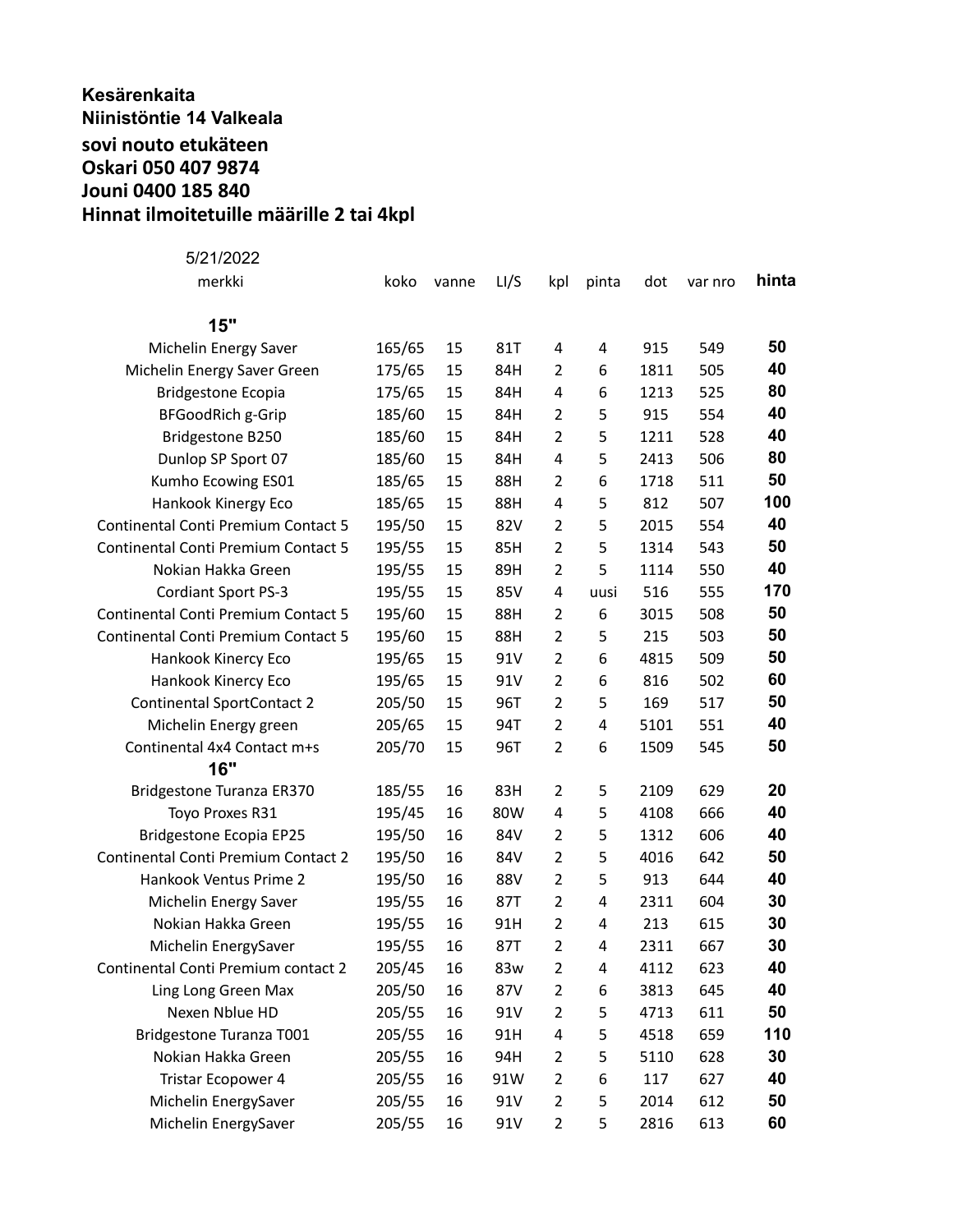**Kesärenkaita**
**Niinistöntie 14 Valkeala**
**sovi nouto etukäteen**
**Oskari 050 407 9874**
**Jouni 0400 185 840**
**Hinnat ilmoitetuille määrille 2 tai 4kpl**

5/21/2022

| merkki | koko | vanne | LI/S | kpl | pinta | dot | var nro | **hinta** |
|---|---|---|---|---|---|---|---|---|
| **15"** | | | | | | | | |
| Michelin Energy Saver | 165/65 | 15 | 81T | 4 | 4 | 915 | 549 | **50** |
| Michelin Energy Saver Green | 175/65 | 15 | 84H | 2 | 6 | 1811 | 505 | **40** |
| Bridgestone Ecopia | 175/65 | 15 | 84H | 4 | 6 | 1213 | 525 | **80** |
| BFGoodRich g-Grip | 185/60 | 15 | 84H | 2 | 5 | 915 | 554 | **40** |
| Bridgestone B250 | 185/60 | 15 | 84H | 2 | 5 | 1211 | 528 | **40** |
| Dunlop SP Sport 07 | 185/60 | 15 | 84H | 4 | 5 | 2413 | 506 | **80** |
| Kumho Ecowing ES01 | 185/65 | 15 | 88H | 2 | 6 | 1718 | 511 | **50** |
| Hankook Kinergy Eco | 185/65 | 15 | 88H | 4 | 5 | 812 | 507 | **100** |
| Continental Conti Premium Contact 5 | 195/50 | 15 | 82V | 2 | 5 | 2015 | 554 | **40** |
| Continental Conti Premium Contact 5 | 195/55 | 15 | 85H | 2 | 5 | 1314 | 543 | **50** |
| Nokian Hakka Green | 195/55 | 15 | 89H | 2 | 5 | 1114 | 550 | **40** |
| Cordiant Sport PS-3 | 195/55 | 15 | 85V | 4 | uusi | 516 | 555 | **170** |
| Continental Conti Premium Contact 5 | 195/60 | 15 | 88H | 2 | 6 | 3015 | 508 | **50** |
| Continental Conti Premium Contact 5 | 195/60 | 15 | 88H | 2 | 5 | 215 | 503 | **50** |
| Hankook Kinercy Eco | 195/65 | 15 | 91V | 2 | 6 | 4815 | 509 | **50** |
| Hankook Kinercy Eco | 195/65 | 15 | 91V | 2 | 6 | 816 | 502 | **60** |
| Continental SportContact 2 | 205/50 | 15 | 96T | 2 | 5 | 169 | 517 | **50** |
| Michelin Energy green | 205/65 | 15 | 94T | 2 | 4 | 5101 | 551 | **40** |
| Continental 4x4 Contact m+s | 205/70 | 15 | 96T | 2 | 6 | 1509 | 545 | **50** |
| **16"** | | | | | | | | |
| Bridgestone Turanza ER370 | 185/55 | 16 | 83H | 2 | 5 | 2109 | 629 | **20** |
| Toyo Proxes R31 | 195/45 | 16 | 80W | 4 | 5 | 4108 | 666 | **40** |
| Bridgestone Ecopia EP25 | 195/50 | 16 | 84V | 2 | 5 | 1312 | 606 | **40** |
| Continental Conti Premium Contact 2 | 195/50 | 16 | 84V | 2 | 5 | 4016 | 642 | **50** |
| Hankook Ventus Prime 2 | 195/50 | 16 | 88V | 2 | 5 | 913 | 644 | **40** |
| Michelin Energy Saver | 195/55 | 16 | 87T | 2 | 4 | 2311 | 604 | **30** |
| Nokian Hakka Green | 195/55 | 16 | 91H | 2 | 4 | 213 | 615 | **30** |
| Michelin EnergySaver | 195/55 | 16 | 87T | 2 | 4 | 2311 | 667 | **30** |
| Continental Conti Premium contact 2 | 205/45 | 16 | 83w | 2 | 4 | 4112 | 623 | **40** |
| Ling Long Green Max | 205/50 | 16 | 87V | 2 | 6 | 3813 | 645 | **40** |
| Nexen Nblue HD | 205/55 | 16 | 91V | 2 | 5 | 4713 | 611 | **50** |
| Bridgestone Turanza T001 | 205/55 | 16 | 91H | 4 | 5 | 4518 | 659 | **110** |
| Nokian Hakka Green | 205/55 | 16 | 94H | 2 | 5 | 5110 | 628 | **30** |
| Tristar Ecopower 4 | 205/55 | 16 | 91W | 2 | 6 | 117 | 627 | **40** |
| Michelin EnergySaver | 205/55 | 16 | 91V | 2 | 5 | 2014 | 612 | **50** |
| Michelin EnergySaver | 205/55 | 16 | 91V | 2 | 5 | 2816 | 613 | **60** |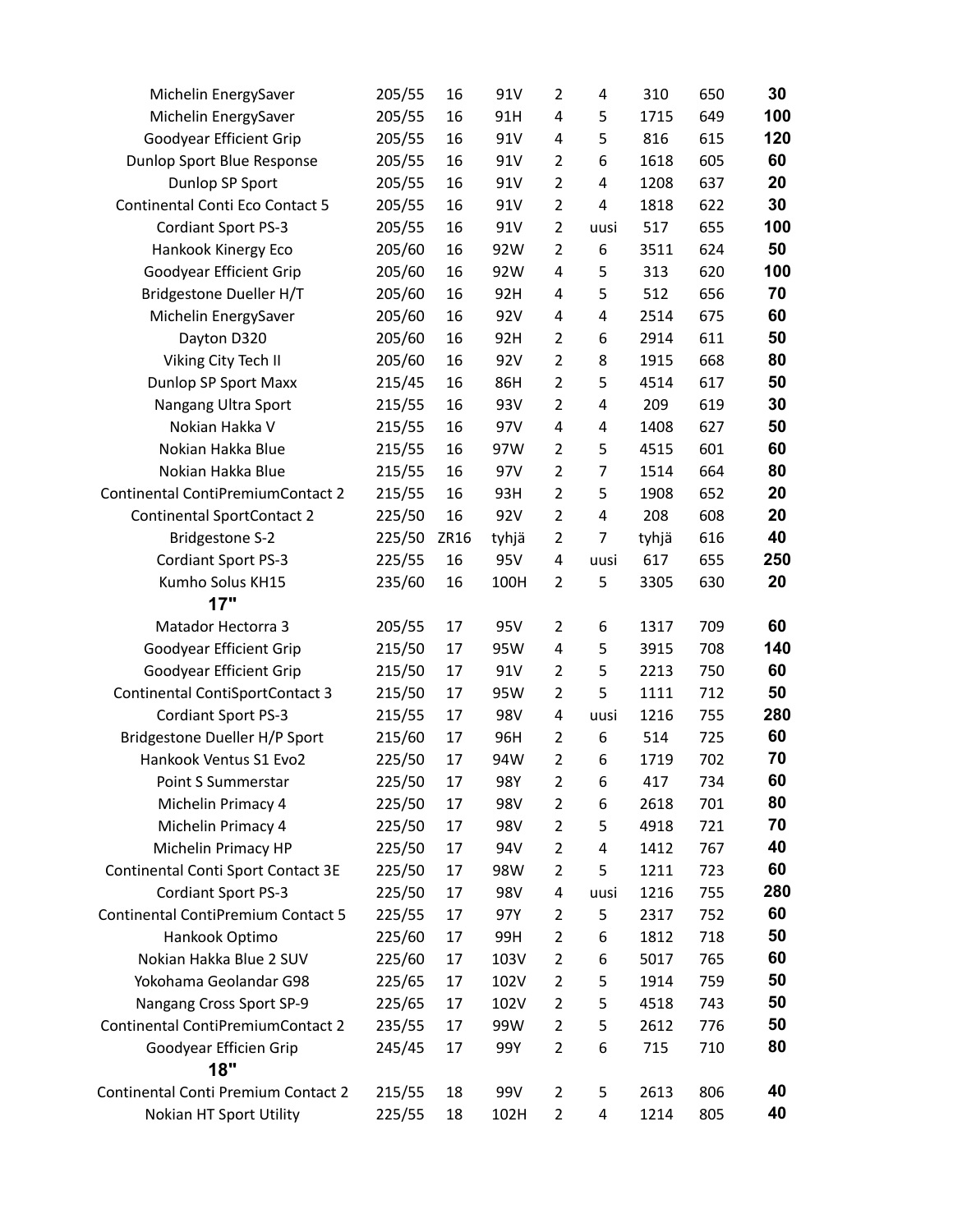| | | | | | | | | |
|---|---|---|---|---|---|---|---|---|
| Michelin EnergySaver | 205/55 | 16 | 91V | 2 | 4 | 310 | 650 | **30** |
| Michelin EnergySaver | 205/55 | 16 | 91H | 4 | 5 | 1715 | 649 | **100** |
| Goodyear Efficient Grip | 205/55 | 16 | 91V | 4 | 5 | 816 | 615 | **120** |
| Dunlop Sport Blue Response | 205/55 | 16 | 91V | 2 | 6 | 1618 | 605 | **60** |
| Dunlop SP Sport | 205/55 | 16 | 91V | 2 | 4 | 1208 | 637 | **20** |
| Continental Conti Eco Contact 5 | 205/55 | 16 | 91V | 2 | 4 | 1818 | 622 | **30** |
| Cordiant Sport PS-3 | 205/55 | 16 | 91V | 2 | uusi | 517 | 655 | **100** |
| Hankook Kinergy Eco | 205/60 | 16 | 92W | 2 | 6 | 3511 | 624 | **50** |
| Goodyear Efficient Grip | 205/60 | 16 | 92W | 4 | 5 | 313 | 620 | **100** |
| Bridgestone Dueller H/T | 205/60 | 16 | 92H | 4 | 5 | 512 | 656 | **70** |
| Michelin EnergySaver | 205/60 | 16 | 92V | 4 | 4 | 2514 | 675 | **60** |
| Dayton D320 | 205/60 | 16 | 92H | 2 | 6 | 2914 | 611 | **50** |
| Viking City Tech II | 205/60 | 16 | 92V | 2 | 8 | 1915 | 668 | **80** |
| Dunlop SP Sport Maxx | 215/45 | 16 | 86H | 2 | 5 | 4514 | 617 | **50** |
| Nangang Ultra Sport | 215/55 | 16 | 93V | 2 | 4 | 209 | 619 | **30** |
| Nokian Hakka V | 215/55 | 16 | 97V | 4 | 4 | 1408 | 627 | **50** |
| Nokian Hakka Blue | 215/55 | 16 | 97W | 2 | 5 | 4515 | 601 | **60** |
| Nokian Hakka Blue | 215/55 | 16 | 97V | 2 | 7 | 1514 | 664 | **80** |
| Continental ContiPremiumContact 2 | 215/55 | 16 | 93H | 2 | 5 | 1908 | 652 | **20** |
| Continental SportContact 2 | 225/50 | 16 | 92V | 2 | 4 | 208 | 608 | **20** |
| Bridgestone S-2 | 225/50 | ZR16 | tyhjä | 2 | 7 | tyhjä | 616 | **40** |
| Cordiant Sport PS-3 | 225/55 | 16 | 95V | 4 | uusi | 617 | 655 | **250** |
| Kumho Solus KH15 | 235/60 | 16 | 100H | 2 | 5 | 3305 | 630 | **20** |
| **17"** | | | | | | | | |
| Matador Hectorra 3 | 205/55 | 17 | 95V | 2 | 6 | 1317 | 709 | **60** |
| Goodyear Efficient Grip | 215/50 | 17 | 95W | 4 | 5 | 3915 | 708 | **140** |
| Goodyear Efficient Grip | 215/50 | 17 | 91V | 2 | 5 | 2213 | 750 | **60** |
| Continental ContiSportContact 3 | 215/50 | 17 | 95W | 2 | 5 | 1111 | 712 | **50** |
| Cordiant Sport PS-3 | 215/55 | 17 | 98V | 4 | uusi | 1216 | 755 | **280** |
| Bridgestone Dueller H/P Sport | 215/60 | 17 | 96H | 2 | 6 | 514 | 725 | **60** |
| Hankook Ventus S1 Evo2 | 225/50 | 17 | 94W | 2 | 6 | 1719 | 702 | **70** |
| Point S Summerstar | 225/50 | 17 | 98Y | 2 | 6 | 417 | 734 | **60** |
| Michelin Primacy 4 | 225/50 | 17 | 98V | 2 | 6 | 2618 | 701 | **80** |
| Michelin Primacy 4 | 225/50 | 17 | 98V | 2 | 5 | 4918 | 721 | **70** |
| Michelin Primacy HP | 225/50 | 17 | 94V | 2 | 4 | 1412 | 767 | **40** |
| Continental Conti Sport Contact 3E | 225/50 | 17 | 98W | 2 | 5 | 1211 | 723 | **60** |
| Cordiant Sport PS-3 | 225/50 | 17 | 98V | 4 | uusi | 1216 | 755 | **280** |
| Continental ContiPremium Contact 5 | 225/55 | 17 | 97Y | 2 | 5 | 2317 | 752 | **60** |
| Hankook Optimo | 225/60 | 17 | 99H | 2 | 6 | 1812 | 718 | **50** |
| Nokian Hakka Blue 2 SUV | 225/60 | 17 | 103V | 2 | 6 | 5017 | 765 | **60** |
| Yokohama Geolandar G98 | 225/65 | 17 | 102V | 2 | 5 | 1914 | 759 | **50** |
| Nangang Cross Sport SP-9 | 225/65 | 17 | 102V | 2 | 5 | 4518 | 743 | **50** |
| Continental ContiPremiumContact 2 | 235/55 | 17 | 99W | 2 | 5 | 2612 | 776 | **50** |
| Goodyear Efficien Grip | 245/45 | 17 | 99Y | 2 | 6 | 715 | 710 | **80** |
| **18"** | | | | | | | | |
| Continental Conti Premium Contact 2 | 215/55 | 18 | 99V | 2 | 5 | 2613 | 806 | **40** |
| Nokian HT Sport Utility | 225/55 | 18 | 102H | 2 | 4 | 1214 | 805 | **40** |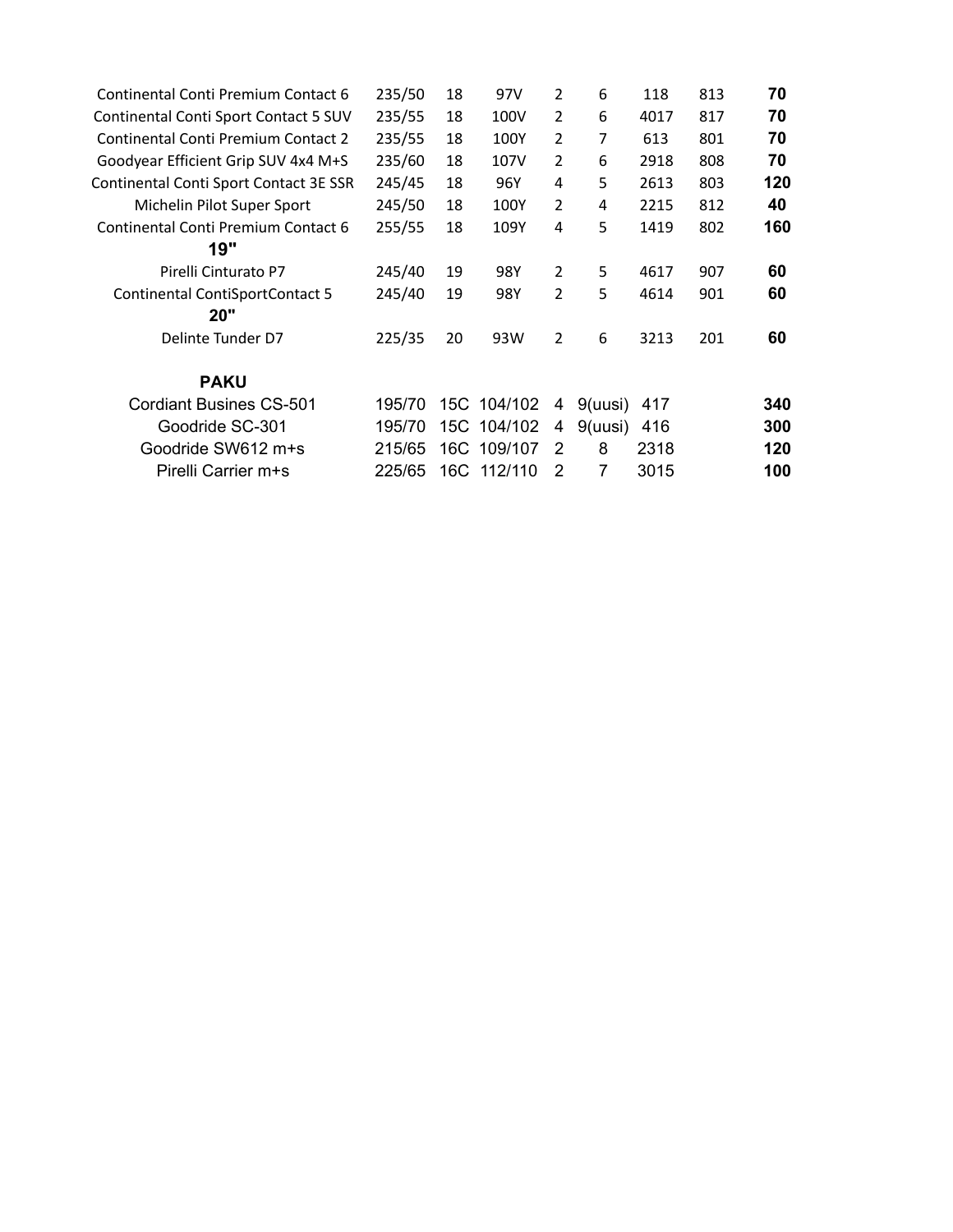| | | | | | | | | |
|---|---|---|---|---|---|---|---|---|
| Continental Conti Premium Contact 6 | 235/50 | 18 | 97V | 2 | 6 | 118 | 813 | **70** |
| Continental Conti Sport Contact 5 SUV | 235/55 | 18 | 100V | 2 | 6 | 4017 | 817 | **70** |
| Continental Conti Premium Contact 2 | 235/55 | 18 | 100Y | 2 | 7 | 613 | 801 | **70** |
| Goodyear Efficient Grip SUV 4x4 M+S | 235/60 | 18 | 107V | 2 | 6 | 2918 | 808 | **70** |
| Continental Conti Sport Contact 3E SSR | 245/45 | 18 | 96Y | 4 | 5 | 2613 | 803 | **120** |
| Michelin Pilot Super Sport | 245/50 | 18 | 100Y | 2 | 4 | 2215 | 812 | **40** |
| Continental Conti Premium Contact 6 | 255/55 | 18 | 109Y | 4 | 5 | 1419 | 802 | **160** |
| **19"** | | | | | | | | |
| Pirelli Cinturato P7 | 245/40 | 19 | 98Y | 2 | 5 | 4617 | 907 | **60** |
| Continental ContiSportContact 5 | 245/40 | 19 | 98Y | 2 | 5 | 4614 | 901 | **60** |
| **20"** | | | | | | | | |
| Delinte Tunder D7 | 225/35 | 20 | 93W | 2 | 6 | 3213 | 201 | **60** |
| | | | | | | | | |
| **PAKU** | | | | | | | | |
| Cordiant Busines CS-501 | 195/70 | 15C | 104/102 | 4 | 9(uusi) | 417 | | **340** |
| Goodride SC-301 | 195/70 | 15C | 104/102 | 4 | 9(uusi) | 416 | | **300** |
| Goodride SW612 m+s | 215/65 | 16C | 109/107 | 2 | 8 | 2318 | | **120** |
| Pirelli Carrier m+s | 225/65 | 16C | 112/110 | 2 | 7 | 3015 | | **100** |